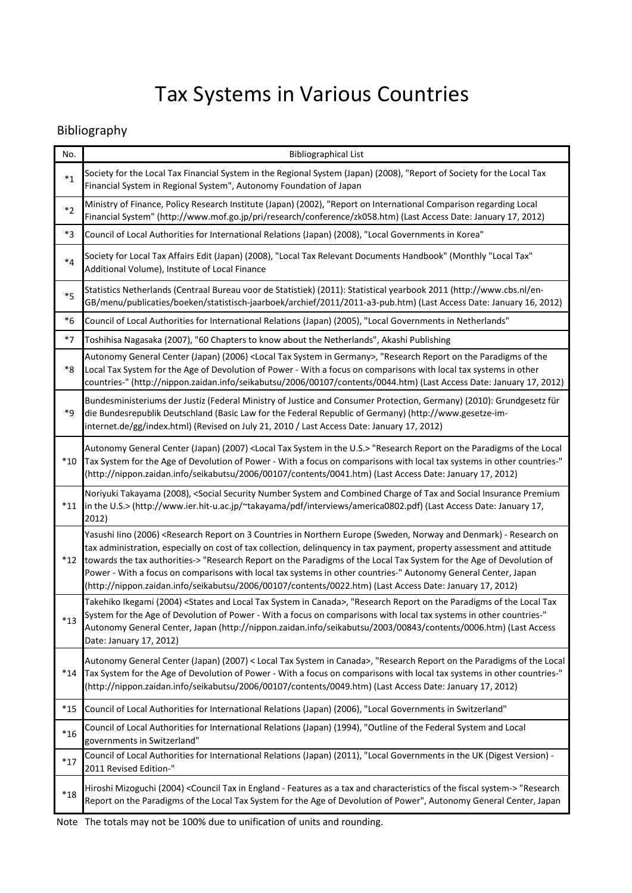# Tax Systems in Various Countries

## Bibliography

| No. | Bibliographical List |
|---|---|
| *1 | Society for the Local Tax Financial System in the Regional System (Japan) (2008), "Report of Society for the Local Tax Financial System in Regional System", Autonomy Foundation of Japan |
| *2 | Ministry of Finance, Policy Research Institute (Japan) (2002), "Report on International Comparison regarding Local Financial System" (http://www.mof.go.jp/pri/research/conference/zk058.htm) (Last Access Date: January 17, 2012) |
| *3 | Council of Local Authorities for International Relations (Japan) (2008), "Local Governments in Korea" |
| *4 | Society for Local Tax Affairs Edit (Japan) (2008), "Local Tax Relevant Documents Handbook" (Monthly "Local Tax" Additional Volume), Institute of Local Finance |
| *5 | Statistics Netherlands (Centraal Bureau voor de Statistiek) (2011): Statistical yearbook 2011 (http://www.cbs.nl/en-GB/menu/publicaties/boeken/statistisch-jaarboek/archief/2011/2011-a3-pub.htm) (Last Access Date: January 16, 2012) |
| *6 | Council of Local Authorities for International Relations (Japan) (2005), "Local Governments in Netherlands" |
| *7 | Toshihisa Nagasaka (2007), "60 Chapters to know about the Netherlands", Akashi Publishing |
| *8 | Autonomy General Center (Japan) (2006) <Local Tax System in Germany>, "Research Report on the Paradigms of the Local Tax System for the Age of Devolution of Power - With a focus on comparisons with local tax systems in other countries-" (http://nippon.zaidan.info/seikabutsu/2006/00107/contents/0044.htm) (Last Access Date: January 17, 2012) |
| *9 | Bundesministeriums der Justiz (Federal Ministry of Justice and Consumer Protection, Germany) (2010): Grundgesetz für die Bundesrepublik Deutschland (Basic Law for the Federal Republic of Germany) (http://www.gesetze-im-internet.de/gg/index.html) (Revised on July 21, 2010 / Last Access Date: January 17, 2012) |
| *10 | Autonomy General Center (Japan) (2007) <Local Tax System in the U.S.> "Research Report on the Paradigms of the Local Tax System for the Age of Devolution of Power - With a focus on comparisons with local tax systems in other countries-" (http://nippon.zaidan.info/seikabutsu/2006/00107/contents/0041.htm) (Last Access Date: January 17, 2012) |
| *11 | Noriyuki Takayama (2008), <Social Security Number System and Combined Charge of Tax and Social Insurance Premium in the U.S.> (http://www.ier.hit-u.ac.jp/~takayama/pdf/interviews/america0802.pdf) (Last Access Date: January 17, 2012) |
| *12 | Yasushi Iino (2006) <Research Report on 3 Countries in Northern Europe (Sweden, Norway and Denmark) - Research on tax administration, especially on cost of tax collection, delinquency in tax payment, property assessment and attitude towards the tax authorities-> "Research Report on the Paradigms of the Local Tax System for the Age of Devolution of Power - With a focus on comparisons with local tax systems in other countries-" Autonomy General Center, Japan (http://nippon.zaidan.info/seikabutsu/2006/00107/contents/0022.htm) (Last Access Date: January 17, 2012) |
| *13 | Takehiko Ikegami (2004) <States and Local Tax System in Canada>, "Research Report on the Paradigms of the Local Tax System for the Age of Devolution of Power - With a focus on comparisons with local tax systems in other countries-" Autonomy General Center, Japan (http://nippon.zaidan.info/seikabutsu/2003/00843/contents/0006.htm) (Last Access Date: January 17, 2012) |
| *14 | Autonomy General Center (Japan) (2007) < Local Tax System in Canada>, "Research Report on the Paradigms of the Local Tax System for the Age of Devolution of Power - With a focus on comparisons with local tax systems in other countries-" (http://nippon.zaidan.info/seikabutsu/2006/00107/contents/0049.htm) (Last Access Date: January 17, 2012) |
| *15 | Council of Local Authorities for International Relations (Japan) (2006), "Local Governments in Switzerland" |
| *16 | Council of Local Authorities for International Relations (Japan) (1994), "Outline of the Federal System and Local governments in Switzerland" |
| *17 | Council of Local Authorities for International Relations (Japan) (2011), "Local Governments in the UK (Digest Version) - 2011 Revised Edition-" |
| *18 | Hiroshi Mizoguchi (2004) <Council Tax in England - Features as a tax and characteristics of the fiscal system-> "Research Report on the Paradigms of the Local Tax System for the Age of Devolution of Power", Autonomy General Center, Japan |

Note The totals may not be 100% due to unification of units and rounding.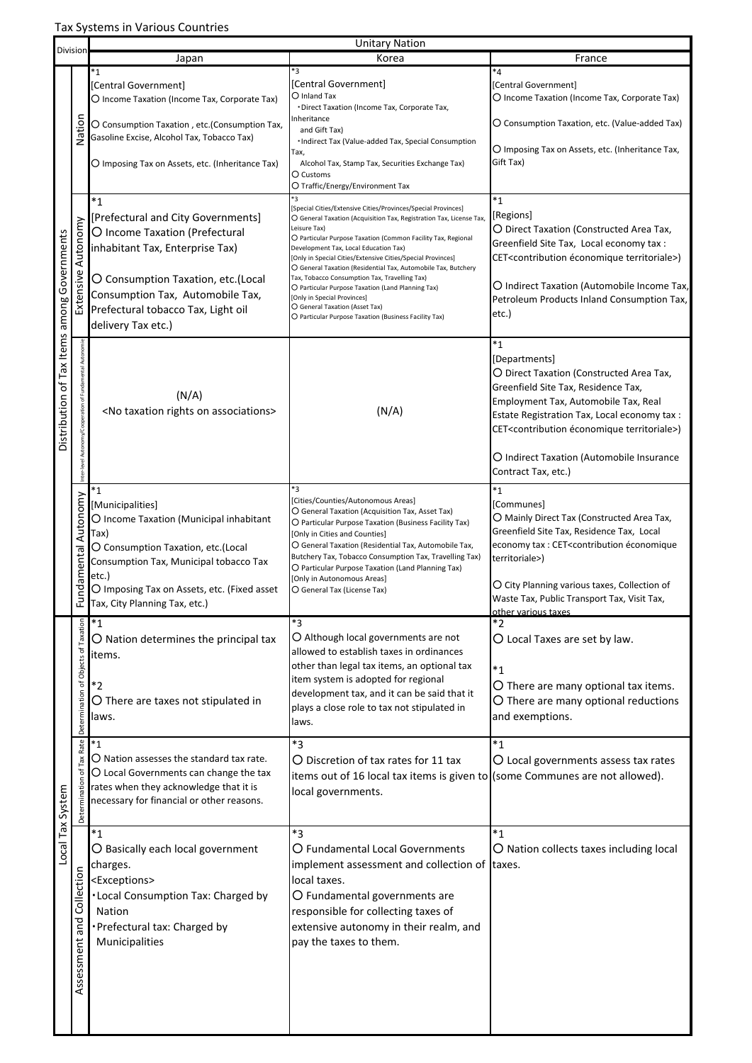Tax Systems in Various Countries

| Division | | Unitary Nation: Japan | Unitary Nation: Korea | Unitary Nation: France |
|---|---|---|---|---|
| Distribution of Tax Items among Governments | Nation | *1<br>[Central Government]<br>○ Income Taxation (Income Tax, Corporate Tax)<br>○ Consumption Taxation , etc.(Consumption Tax, Gasoline Excise, Alcohol Tax, Tobacco Tax)<br>○ Imposing Tax on Assets, etc. (Inheritance Tax) | *3<br>[Central Government]<br>○ Inland Tax<br>・Direct Taxation (Income Tax, Corporate Tax, Inheritance and Gift Tax)<br>・Indirect Tax (Value-added Tax, Special Consumption Tax, Alcohol Tax, Stamp Tax, Securities Exchange Tax)<br>○ Customs<br>○ Traffic/Energy/Environment Tax | *4<br>[Central Government]<br>○ Income Taxation (Income Tax, Corporate Tax)<br>○ Consumption Taxation, etc. (Value-added Tax)<br>○ Imposing Tax on Assets, etc. (Inheritance Tax, Gift Tax) |
| | Extensive Autonomy | *1<br>[Prefectural and City Governments]<br>○ Income Taxation (Prefectural inhabitant Tax, Enterprise Tax)<br>○ Consumption Taxation, etc.(Local Consumption Tax, Automobile Tax, Prefectural tobacco Tax, Light oil delivery Tax etc.) | *3<br>[Special Cities/Extensive Cities/Provinces/Special Provinces]<br>○ General Taxation (Acquisition Tax, Registration Tax, License Tax, Leisure Tax)<br>○ Particular Purpose Taxation (Common Facility Tax, Regional Development Tax, Local Education Tax)<br>[Only in Special Cities/Extensive Cities/Special Provinces]<br>○ General Taxation (Residential Tax, Automobile Tax, Butchery Tax, Tobacco Consumption Tax, Travelling Tax)<br>○ Particular Purpose Taxation (Land Planning Tax)<br>[Only in Special Provinces]<br>○ General Taxation (Asset Tax)<br>○ Particular Purpose Taxation (Business Facility Tax) | *1<br>[Regions]<br>○ Direct Taxation (Constructed Area Tax, Greenfield Site Tax, Local economy tax : CET<contribution économique territoriale>)<br>○ Indirect Taxation (Automobile Income Tax, Petroleum Products Inland Consumption Tax, etc.) |
| | Inter-level Autonomy/Cooperation of Fundamental Autonomie | (N/A)<br><No taxation rights on associations> | (N/A) | *1<br>[Departments]<br>○ Direct Taxation (Constructed Area Tax, Greenfield Site Tax, Residence Tax, Employment Tax, Automobile Tax, Real Estate Registration Tax, Local economy tax : CET<contribution économique territoriale>)<br>○ Indirect Taxation (Automobile Insurance Contract Tax, etc.) |
| | Fundamental Autonomy | *1<br>[Municipalities]<br>○ Income Taxation (Municipal inhabitant Tax)<br>○ Consumption Taxation, etc.(Local Consumption Tax, Municipal tobacco Tax etc.)<br>○ Imposing Tax on Assets, etc. (Fixed asset Tax, City Planning Tax, etc.) | *3<br>[Cities/Counties/Autonomous Areas]<br>○ General Taxation (Acquisition Tax, Asset Tax)<br>○ Particular Purpose Taxation (Business Facility Tax)<br>[Only in Cities and Counties]<br>○ General Taxation (Residential Tax, Automobile Tax, Butchery Tax, Tobacco Consumption Tax, Travelling Tax)<br>○ Particular Purpose Taxation (Land Planning Tax)<br>[Only in Autonomous Areas]<br>○ General Tax (License Tax) | *1<br>[Communes]<br>○ Mainly Direct Tax (Constructed Area Tax, Greenfield Site Tax, Residence Tax, Local economy tax : CET<contribution économique territoriale>)<br>○ City Planning various taxes, Collection of Waste Tax, Public Transport Tax, Visit Tax, other various taxes |
| Local Tax System | Determination of Objects of Taxation | *1<br>○ Nation determines the principal tax items.<br>*2<br>○ There are taxes not stipulated in laws. | *3<br>○ Although local governments are not allowed to establish taxes in ordinances other than legal tax items, an optional tax item system is adopted for regional development tax, and it can be said that it plays a close role to tax not stipulated in laws. | *2<br>○ Local Taxes are set by law.<br>*1<br>○ There are many optional tax items.<br>○ There are many optional reductions and exemptions. |
| | Determination of Tax Rate | *1<br>○ Nation assesses the standard tax rate.<br>○ Local Governments can change the tax rates when they acknowledge that it is necessary for financial or other reasons. | *3<br>○ Discretion of tax rates for 11 tax items out of 16 local tax items is given to local governments. | *1<br>○ Local governments assess tax rates (some Communes are not allowed). |
| | Assessment and Collection | *1<br>○ Basically each local government charges.<br><Exceptions><br>・Local Consumption Tax: Charged by Nation<br>・Prefectural tax: Charged by Municipalities | *3<br>○ Fundamental Local Governments implement assessment and collection of local taxes.<br>○ Fundamental governments are responsible for collecting taxes of extensive autonomy in their realm, and pay the taxes to them. | *1<br>○ Nation collects taxes including local taxes. |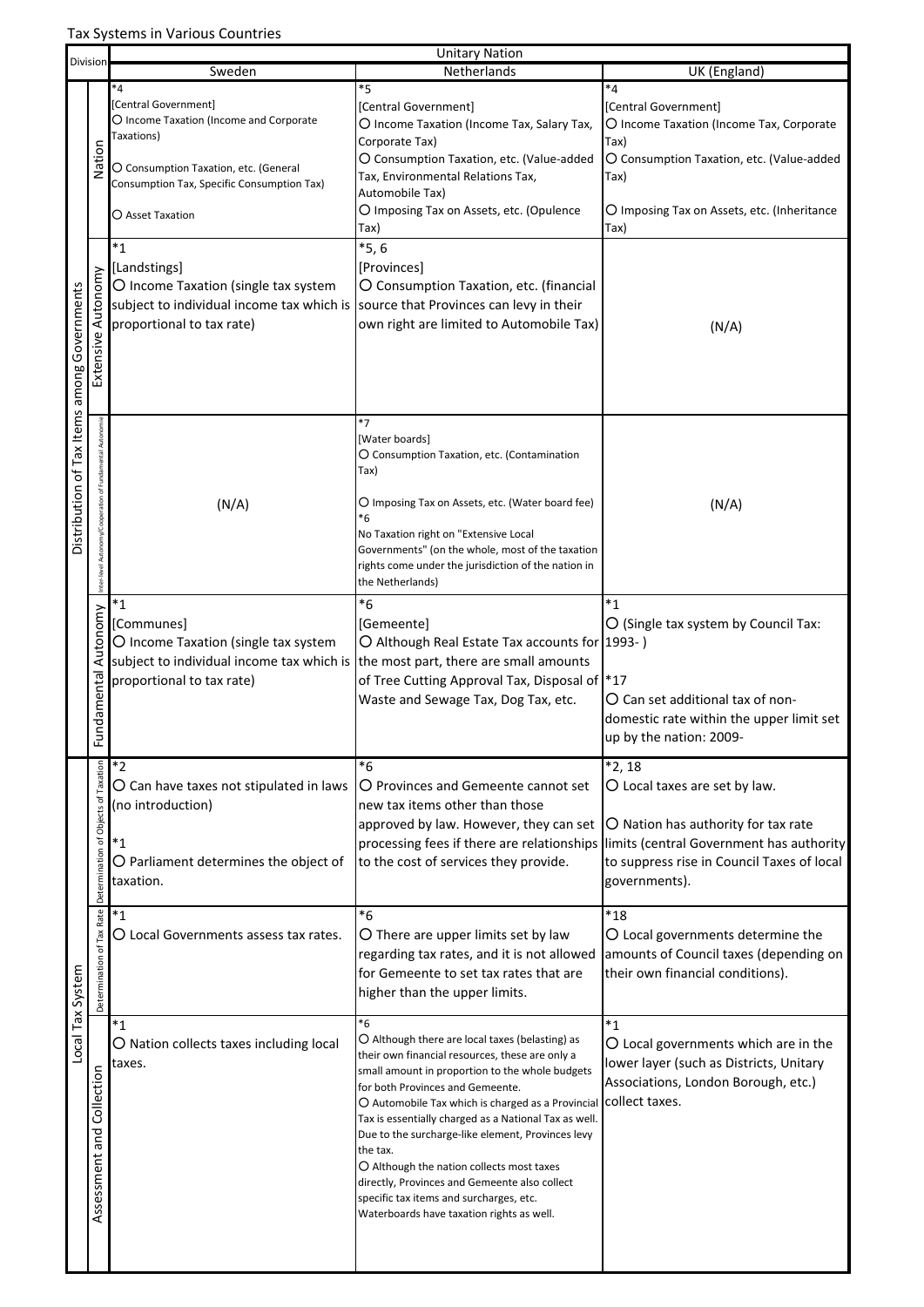Tax Systems in Various Countries

| Division | | Unitary Nation | | |
|---|---|---|---|---|
| | | Sweden | Netherlands | UK (England) |
| Distribution of Tax Items among Governments | Nation | *4<br>[Central Government]<br>○ Income Taxation (Income and Corporate Taxations)<br>○ Consumption Taxation, etc. (General Consumption Tax, Specific Consumption Tax)<br>○ Asset Taxation | *5<br>[Central Government]<br>○ Income Taxation (Income Tax, Salary Tax, Corporate Tax)<br>○ Consumption Taxation, etc. (Value-added Tax, Environmental Relations Tax, Automobile Tax)<br>○ Imposing Tax on Assets, etc. (Opulence Tax) | *4<br>[Central Government]<br>○ Income Taxation (Income Tax, Corporate Tax)<br>○ Consumption Taxation, etc. (Value-added Tax)<br>○ Imposing Tax on Assets, etc. (Inheritance Tax) |
| | Extensive Autonomy | *1<br>[Landstings]<br>○ Income Taxation (single tax system subject to individual income tax which is proportional to tax rate) | *5, 6<br>[Provinces]<br>○ Consumption Taxation, etc. (financial source that Provinces can levy in their own right are limited to Automobile Tax) | (N/A) |
| | Inter-level Autonomy/Cooperation of Fundamental Autonomie | (N/A) | *7<br>[Water boards]<br>○ Consumption Taxation, etc. (Contamination Tax)<br>○ Imposing Tax on Assets, etc. (Water board fee)<br>*6<br>No Taxation right on "Extensive Local Governments" (on the whole, most of the taxation rights come under the jurisdiction of the nation in the Netherlands) | (N/A) |
| | Fundamental Autonomy | *1<br>[Communes]<br>○ Income Taxation (single tax system subject to individual income tax which is proportional to tax rate) | *6<br>[Gemeente]<br>○ Although Real Estate Tax accounts for the most part, there are small amounts of Tree Cutting Approval Tax, Disposal of Waste and Sewage Tax, Dog Tax, etc. | *1<br>○ (Single tax system by Council Tax: 1993- )<br>*17<br>○ Can set additional tax of non-domestic rate within the upper limit set up by the nation: 2009- |
| Local Tax System | Determination of Objects of Taxation | *2<br>○ Can have taxes not stipulated in laws (no introduction)<br>*1<br>○ Parliament determines the object of taxation. | *6<br>○ Provinces and Gemeente cannot set new tax items other than those approved by law. However, they can set processing fees if there are relationships to the cost of services they provide. | *2, 18<br>○ Local taxes are set by law.<br>○ Nation has authority for tax rate limits (central Government has authority to suppress rise in Council Taxes of local governments). |
| | Determination of Tax Rate | *1<br>○ Local Governments assess tax rates. | *6<br>○ There are upper limits set by law regarding tax rates, and it is not allowed for Gemeente to set tax rates that are higher than the upper limits. | *18<br>○ Local governments determine the amounts of Council taxes (depending on their own financial conditions). |
| | Assessment and Collection | *1<br>○ Nation collects taxes including local taxes. | *6<br>○ Although there are local taxes (belasting) as their own financial resources, these are only a small amount in proportion to the whole budgets for both Provinces and Gemeente.<br>○ Automobile Tax which is charged as a Provincial Tax is essentially charged as a National Tax as well. Due to the surcharge-like element, Provinces levy the tax.<br>○ Although the nation collects most taxes directly, Provinces and Gemeente also collect specific tax items and surcharges, etc. Waterboards have taxation rights as well. | *1<br>○ Local governments which are in the lower layer (such as Districts, Unitary Associations, London Borough, etc.) collect taxes. |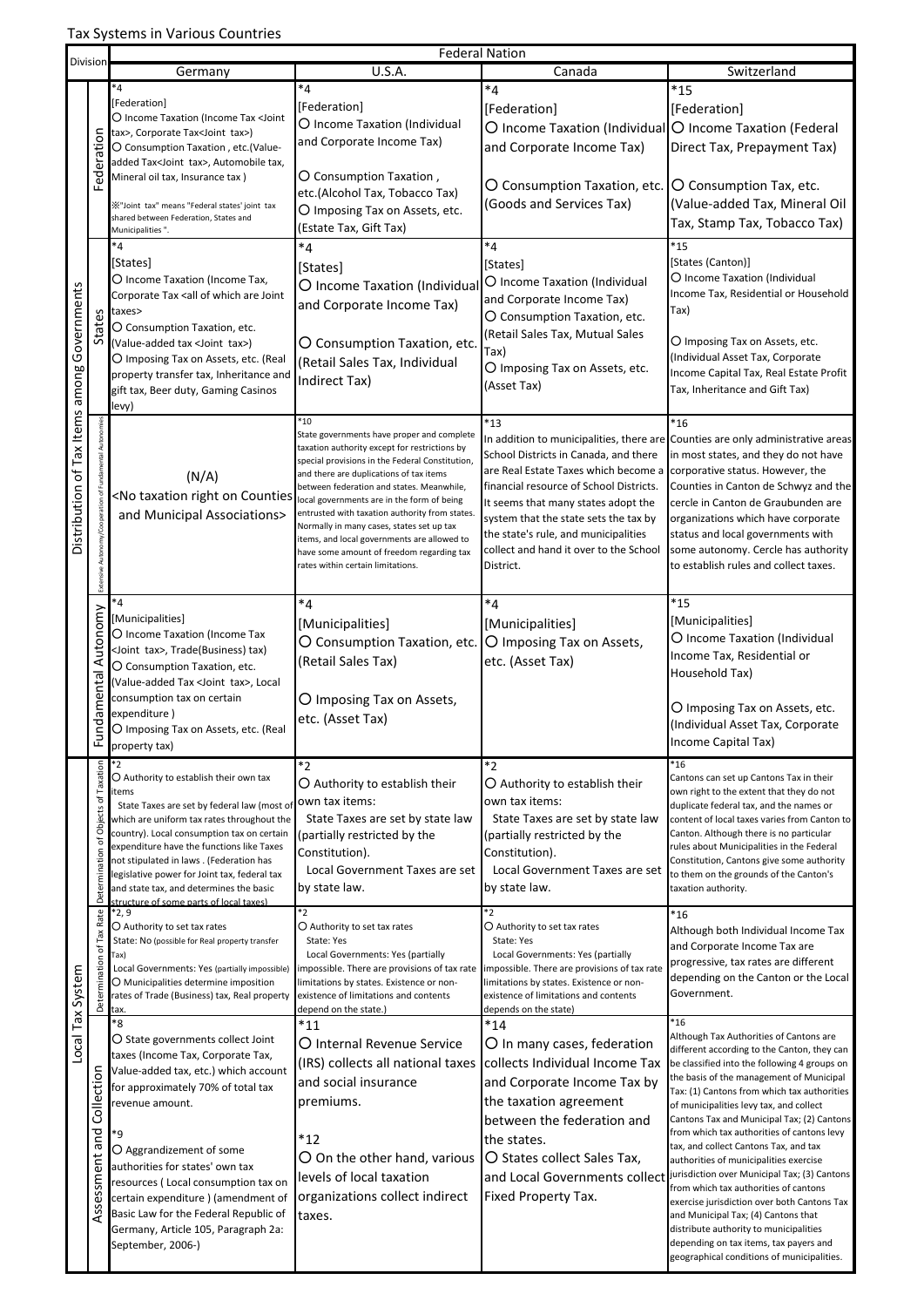Tax Systems in Various Countries

| Division | | | Federal Nation | | | |
|---|---|---|---|---|---|---|
| | | | Germany | U.S.A. | Canada | Switzerland |
| Distribution of Tax Items among Governments | Federation | | *4 [Federation] ○ Income Taxation (Income Tax <Joint tax>, Corporate Tax<Joint tax>) ○ Consumption Taxation , etc.(Value-added Tax<Joint tax>, Automobile tax, Mineral oil tax, Insurance tax ) ※"Joint tax" means "Federal states' joint tax shared between Federation, States and Municipalities ". | *4 [Federation] ○ Income Taxation (Individual and Corporate Income Tax) ○ Consumption Taxation , etc.(Alcohol Tax, Tobacco Tax) ○ Imposing Tax on Assets, etc. (Estate Tax, Gift Tax) | *4 [Federation] ○ Income Taxation (Individual and Corporate Income Tax) ○ Consumption Taxation, etc. (Goods and Services Tax) | *15 [Federation] ○ Income Taxation (Federal Direct Tax, Prepayment Tax) ○ Consumption Tax, etc. (Value-added Tax, Mineral Oil Tax, Stamp Tax, Tobacco Tax) |
| | States | | *4 [States] ○ Income Taxation (Income Tax, Corporate Tax <all of which are Joint taxes> ○ Consumption Taxation, etc. (Value-added tax <Joint tax>) ○ Imposing Tax on Assets, etc. (Real property transfer tax, Inheritance and gift tax, Beer duty, Gaming Casinos levy) | *4 [States] ○ Income Taxation (Individual and Corporate Income Tax) ○ Consumption Taxation, etc. (Retail Sales Tax, Individual Indirect Tax) | *4 [States] ○ Income Taxation (Individual and Corporate Income Tax) ○ Consumption Taxation, etc. (Retail Sales Tax, Mutual Sales Tax) ○ Imposing Tax on Assets, etc. (Asset Tax) | *15 [States (Canton)] ○ Income Taxation (Individual Income Tax, Residential or Household Tax) ○ Imposing Tax on Assets, etc. (Individual Asset Tax, Corporate Income Capital Tax, Real Estate Profit Tax, Inheritance and Gift Tax) |
| | Extensive Autonomy/Cooperation of Fundamental Autonomies | | (N/A) <No taxation right on Counties and Municipal Associations> | *10 State governments have proper and complete taxation authority except for restrictions by special provisions in the Federal Constitution, and there are duplications of tax items between federation and states. Meanwhile, local governments are in the form of being entrusted with taxation authority from states. Normally in many cases, states set up tax items, and local governments are allowed to have some amount of freedom regarding tax rates within certain limitations. | *13 In addition to municipalities, there are School Districts in Canada, and there are Real Estate Taxes which become a financial resource of School Districts. It seems that many states adopt the system that the state sets the tax by the state's rule, and municipalities collect and hand it over to the School District. | *16 Counties are only administrative areas in most states, and they do not have corporative status. However, the Counties in Canton de Schwyz and the cercle in Canton de Graubunden are organizations which have corporate status and local governments with some autonomy. Cercle has authority to establish rules and collect taxes. |
| | Fundamental Autonomy | | *4 [Municipalities] ○ Income Taxation (Income Tax <Joint tax>, Trade(Business) tax) ○ Consumption Taxation, etc. (Value-added Tax <Joint tax>, Local consumption tax on certain expenditure ) ○ Imposing Tax on Assets, etc. (Real property tax) | *4 [Municipalities] ○ Consumption Taxation, etc. (Retail Sales Tax) ○ Imposing Tax on Assets, etc. (Asset Tax) | *4 [Municipalities] ○ Imposing Tax on Assets, etc. (Asset Tax) | *15 [Municipalities] ○ Income Taxation (Individual Income Tax, Residential or Household Tax) ○ Imposing Tax on Assets, etc. (Individual Asset Tax, Corporate Income Capital Tax) |
| Local Tax System | Determination of Objects of Taxation | | *2 ○ Authority to establish their own tax items State Taxes are set by federal law (most of which are uniform tax rates throughout the country). Local consumption tax on certain expenditure have the functions like Taxes not stipulated in laws . (Federation has legislative power for Joint tax, federal tax and state tax, and determines the basic structure of some parts of local taxes) | *2 ○ Authority to establish their own tax items: State Taxes are set by state law (partially restricted by the Constitution). Local Government Taxes are set by state law. | *2 ○ Authority to establish their own tax items: State Taxes are set by state law (partially restricted by the Constitution). Local Government Taxes are set by state law. | *16 Cantons can set up Cantons Tax in their own right to the extent that they do not duplicate federal tax, and the names or content of local taxes varies from Canton to Canton. Although there is no particular rules about Municipalities in the Federal Constitution, Cantons give some authority to them on the grounds of the Canton's taxation authority. |
| | Determination of Tax Rate | | *2, 9 ○ Authority to set tax rates State: No (possible for Real property transfer Tax) Local Governments: Yes (partially impossible) ○ Municipalities determine imposition rates of Trade (Business) tax, Real property tax. | *2 ○ Authority to set tax rates State: Yes Local Governments: Yes (partially impossible. There are provisions of tax rate limitations by states. Existence or non-existence of limitations and contents depend on the state.) | *2 ○ Authority to set tax rates State: Yes Local Governments: Yes (partially impossible. There are provisions of tax rate limitations by states. Existence or non-existence of limitations and contents depends on the state) | *16 Although both Individual Income Tax and Corporate Income Tax are progressive, tax rates are different depending on the Canton or the Local Government. |
| | Assessment and Collection | | *8 ○ State governments collect Joint taxes (Income Tax, Corporate Tax, Value-added tax, etc.) which account for approximately 70% of total tax revenue amount. *9 ○ Aggrandizement of some authorities for states' own tax resources ( Local consumption tax on certain expenditure ) (amendment of Basic Law for the Federal Republic of Germany, Article 105, Paragraph 2a: September, 2006-) | *11 ○ Internal Revenue Service (IRS) collects all national taxes and social insurance premiums. *12 ○ On the other hand, various levels of local taxation organizations collect indirect taxes. | *14 ○ In many cases, federation collects Individual Income Tax and Corporate Income Tax by the taxation agreement between the federation and the states. ○ States collect Sales Tax, and Local Governments collect Fixed Property Tax. | *16 Although Tax Authorities of Cantons are different according to the Canton, they can be classified into the following 4 groups on the basis of the management of Municipal Tax: (1) Cantons from which tax authorities of municipalities levy tax, and collect Cantons Tax and Municipal Tax; (2) Cantons from which tax authorities of cantons levy tax, and collect Cantons Tax, and tax authorities of municipalities exercise jurisdiction over Municipal Tax; (3) Cantons from which tax authorities of cantons exercise jurisdiction over both Cantons Tax and Municipal Tax; (4) Cantons that distribute authority to municipalities depending on tax items, tax payers and geographical conditions of municipalities. |